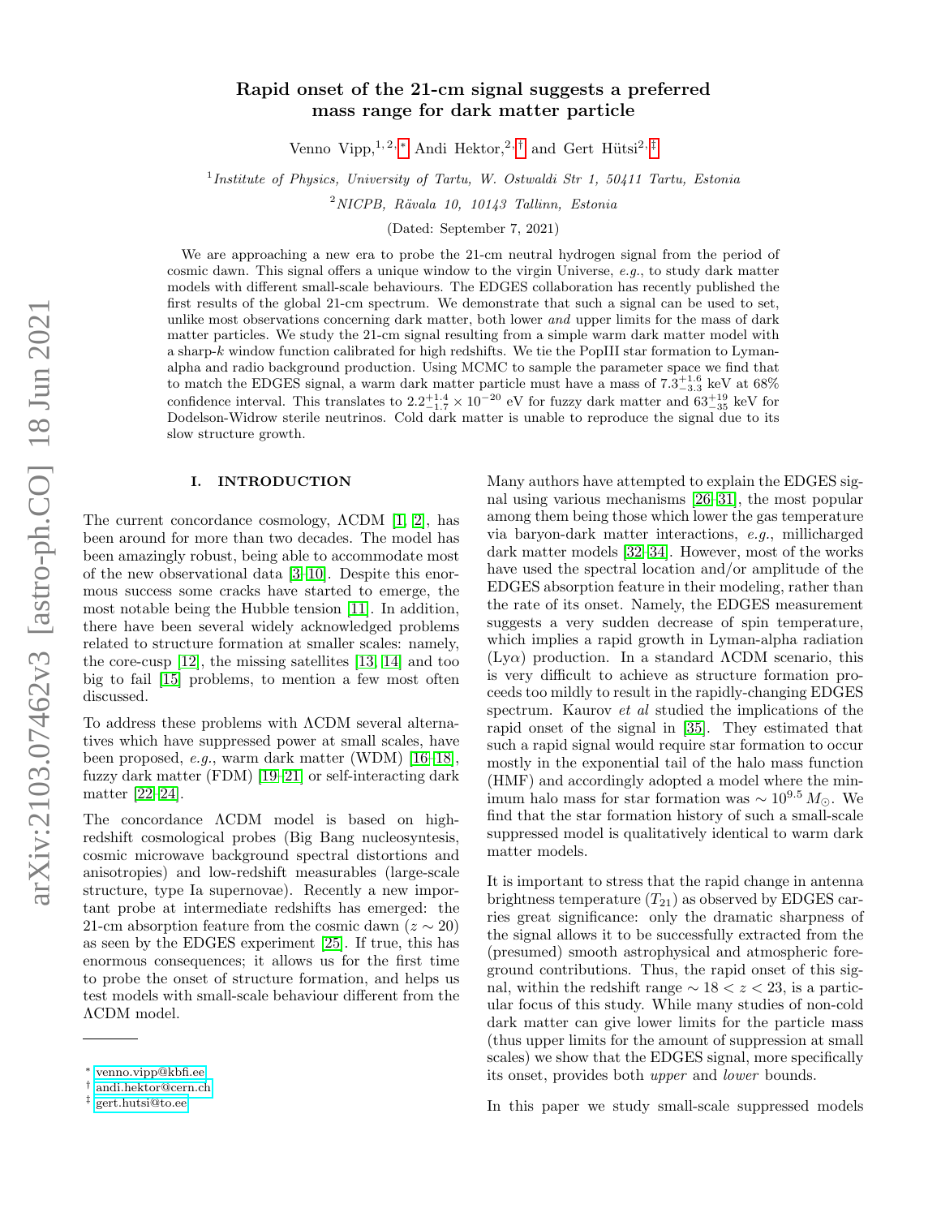# Rapid onset of the 21-cm signal suggests a preferred mass range for dark matter particle

Venno Vipp,[1,2,*] Andi Hektor,[2,†] and Gert Hütsi[2,‡]

[1]*Institute of Physics, University of Tartu, W. Ostwaldi Str 1, 50411 Tartu, Estonia*

[2]*NICPB, Rävala 10, 10143 Tallinn, Estonia*

(Dated: September 7, 2021)

We are approaching a new era to probe the 21-cm neutral hydrogen signal from the period of cosmic dawn. This signal offers a unique window to the virgin Universe, *e.g.*, to study dark matter models with different small-scale behaviours. The EDGES collaboration has recently published the first results of the global 21-cm spectrum. We demonstrate that such a signal can be used to set, unlike most observations concerning dark matter, both lower *and* upper limits for the mass of dark matter particles. We study the 21-cm signal resulting from a simple warm dark matter model with a sharp-$k$ window function calibrated for high redshifts. We tie the PopIII star formation to Lyman-alpha and radio background production. Using MCMC to sample the parameter space we find that to match the EDGES signal, a warm dark matter particle must have a mass of $7.3^{+1.6}_{-3.3}$ keV at 68% confidence interval. This translates to $2.2^{+1.4}_{-1.7} \times 10^{-20}$ eV for fuzzy dark matter and $63^{+19}_{-35}$ keV for Dodelson-Widrow sterile neutrinos. Cold dark matter is unable to reproduce the signal due to its slow structure growth.

## I. INTRODUCTION

The current concordance cosmology, ΛCDM [1, 2], has been around for more than two decades. The model has been amazingly robust, being able to accommodate most of the new observational data [3–10]. Despite this enormous success some cracks have started to emerge, the most notable being the Hubble tension [11]. In addition, there have been several widely acknowledged problems related to structure formation at smaller scales: namely, the core-cusp [12], the missing satellites [13, 14] and too big to fail [15] problems, to mention a few most often discussed.

To address these problems with ΛCDM several alternatives which have suppressed power at small scales, have been proposed, *e.g.*, warm dark matter (WDM) [16–18], fuzzy dark matter (FDM) [19–21] or self-interacting dark matter [22–24].

The concordance ΛCDM model is based on high-redshift cosmological probes (Big Bang nucleosynthesis, cosmic microwave background spectral distortions and anisotropies) and low-redshift measurables (large-scale structure, type Ia supernovae). Recently a new important probe at intermediate redshifts has emerged: the 21-cm absorption feature from the cosmic dawn ($z \sim 20$) as seen by the EDGES experiment [25]. If true, this has enormous consequences; it allows us for the first time to probe the onset of structure formation, and helps us test models with small-scale behaviour different from the ΛCDM model.

Many authors have attempted to explain the EDGES signal using various mechanisms [26–31], the most popular among them being those which lower the gas temperature via baryon-dark matter interactions, *e.g.*, millicharged dark matter models [32–34]. However, most of the works have used the spectral location and/or amplitude of the EDGES absorption feature in their modeling, rather than the rate of its onset. Namely, the EDGES measurement suggests a very sudden decrease of spin temperature, which implies a rapid growth in Lyman-alpha radiation (Lyα) production. In a standard ΛCDM scenario, this is very difficult to achieve as structure formation proceeds too mildly to result in the rapidly-changing EDGES spectrum. Kaurov *et al* studied the implications of the rapid onset of the signal in [35]. They estimated that such a rapid signal would require star formation to occur mostly in the exponential tail of the halo mass function (HMF) and accordingly adopted a model where the minimum halo mass for star formation was $\sim 10^{9.5}\, M_{\odot}$. We find that the star formation history of such a small-scale suppressed model is qualitatively identical to warm dark matter models.

It is important to stress that the rapid change in antenna brightness temperature ($T_{21}$) as observed by EDGES carries great significance: only the dramatic sharpness of the signal allows it to be successfully extracted from the (presumed) smooth astrophysical and atmospheric foreground contributions. Thus, the rapid onset of this signal, within the redshift range $\sim 18 < z < 23$, is a particular focus of this study. While many studies of non-cold dark matter can give lower limits for the particle mass (thus upper limits for the amount of suppression at small scales) we show that the EDGES signal, more specifically its onset, provides both *upper* and *lower* bounds.

In this paper we study small-scale suppressed models

* venno.vipp@kbfi.ee
† andi.hektor@cern.ch
‡ gert.hutsi@to.ee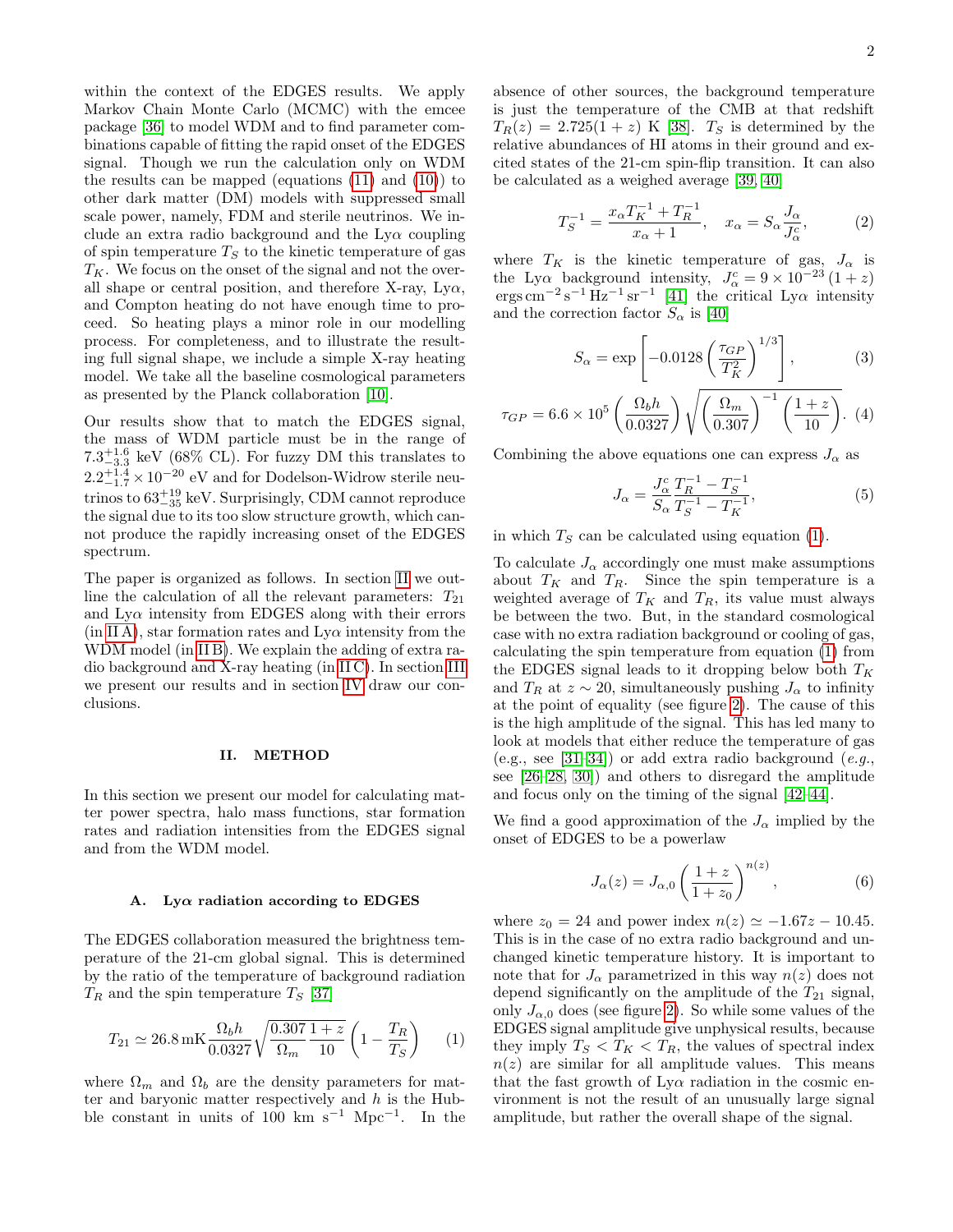within the context of the EDGES results. We apply Markov Chain Monte Carlo (MCMC) with the emcee package [36] to model WDM and to find parameter combinations capable of fitting the rapid onset of the EDGES signal. Though we run the calculation only on WDM the results can be mapped (equations (11) and (10)) to other dark matter (DM) models with suppressed small scale power, namely, FDM and sterile neutrinos. We include an extra radio background and the Ly$\alpha$ coupling of spin temperature $T_S$ to the kinetic temperature of gas $T_K$. We focus on the onset of the signal and not the overall shape or central position, and therefore X-ray, Ly$\alpha$, and Compton heating do not have enough time to proceed. So heating plays a minor role in our modelling process. For completeness, and to illustrate the resulting full signal shape, we include a simple X-ray heating model. We take all the baseline cosmological parameters as presented by the Planck collaboration [10].

Our results show that to match the EDGES signal, the mass of WDM particle must be in the range of $7.3^{+1.6}_{-3.3}$ keV (68% CL). For fuzzy DM this translates to $2.2^{+1.4}_{-1.7} \times 10^{-20}$ eV and for Dodelson-Widrow sterile neutrinos to $63^{+19}_{-35}$ keV. Surprisingly, CDM cannot reproduce the signal due to its too slow structure growth, which cannot produce the rapidly increasing onset of the EDGES spectrum.

The paper is organized as follows. In section II we outline the calculation of all the relevant parameters: $T_{21}$ and Ly$\alpha$ intensity from EDGES along with their errors (in II A), star formation rates and Ly$\alpha$ intensity from the WDM model (in II B). We explain the adding of extra radio background and X-ray heating (in II C). In section III we present our results and in section IV draw our conclusions.

## II. METHOD

In this section we present our model for calculating matter power spectra, halo mass functions, star formation rates and radiation intensities from the EDGES signal and from the WDM model.

### A. Ly$\alpha$ radiation according to EDGES

The EDGES collaboration measured the brightness temperature of the 21-cm global signal. This is determined by the ratio of the temperature of background radiation $T_R$ and the spin temperature $T_S$ [37]

$$T_{21} \simeq 26.8\,\mathrm{mK}\frac{\Omega_b h}{0.0327}\sqrt{\frac{0.307}{\Omega_m}\frac{1+z}{10}}\left(1-\frac{T_R}{T_S}\right) \quad (1)$$

where $\Omega_m$ and $\Omega_b$ are the density parameters for matter and baryonic matter respectively and $h$ is the Hubble constant in units of 100 km s$^{-1}$ Mpc$^{-1}$. In the absence of other sources, the background temperature is just the temperature of the CMB at that redshift $T_R(z) = 2.725(1+z)$ K [38]. $T_S$ is determined by the relative abundances of HI atoms in their ground and excited states of the 21-cm spin-flip transition. It can also be calculated as a weighed average [39, 40]

$$T_S^{-1} = \frac{x_\alpha T_K^{-1} + T_R^{-1}}{x_\alpha + 1}, \quad x_\alpha = S_\alpha \frac{J_\alpha}{J_\alpha^c}, \quad (2)$$

where $T_K$ is the kinetic temperature of gas, $J_\alpha$ is the Ly$\alpha$ background intensity, $J_\alpha^c = 9 \times 10^{-23}\,(1+z)$ ergs cm$^{-2}$ s$^{-1}$ Hz$^{-1}$ sr$^{-1}$ [41] the critical Ly$\alpha$ intensity and the correction factor $S_\alpha$ is [40]

$$S_\alpha = \exp\left[-0.0128\left(\frac{\tau_{GP}}{T_K^2}\right)^{1/3}\right], \quad (3)$$

$$\tau_{GP} = 6.6 \times 10^5 \left(\frac{\Omega_b h}{0.0327}\right)\sqrt{\left(\frac{\Omega_m}{0.307}\right)^{-1}\left(\frac{1+z}{10}\right)}. \quad (4)$$

Combining the above equations one can express $J_\alpha$ as

$$J_\alpha = \frac{J_\alpha^c}{S_\alpha}\frac{T_R^{-1} - T_S^{-1}}{T_S^{-1} - T_K^{-1}}, \quad (5)$$

in which $T_S$ can be calculated using equation (1).

To calculate $J_\alpha$ accordingly one must make assumptions about $T_K$ and $T_R$. Since the spin temperature is a weighted average of $T_K$ and $T_R$, its value must always be between the two. But, in the standard cosmological case with no extra radiation background or cooling of gas, calculating the spin temperature from equation (1) from the EDGES signal leads to it dropping below both $T_K$ and $T_R$ at $z \sim 20$, simultaneously pushing $J_\alpha$ to infinity at the point of equality (see figure 2). The cause of this is the high amplitude of the signal. This has led many to look at models that either reduce the temperature of gas (e.g., see [31–34]) or add extra radio background (*e.g.*, see [26–28, 30]) and others to disregard the amplitude and focus only on the timing of the signal [42–44].

We find a good approximation of the $J_\alpha$ implied by the onset of EDGES to be a powerlaw

$$J_\alpha(z) = J_{\alpha,0}\left(\frac{1+z}{1+z_0}\right)^{n(z)}, \quad (6)$$

where $z_0 = 24$ and power index $n(z) \simeq -1.67z - 10.45$. This is in the case of no extra radio background and unchanged kinetic temperature history. It is important to note that for $J_\alpha$ parametrized in this way $n(z)$ does not depend significantly on the amplitude of the $T_{21}$ signal, only $J_{\alpha,0}$ does (see figure 2). So while some values of the EDGES signal amplitude give unphysical results, because they imply $T_S < T_K < T_R$, the values of spectral index $n(z)$ are similar for all amplitude values. This means that the fast growth of Ly$\alpha$ radiation in the cosmic environment is not the result of an unusually large signal amplitude, but rather the overall shape of the signal.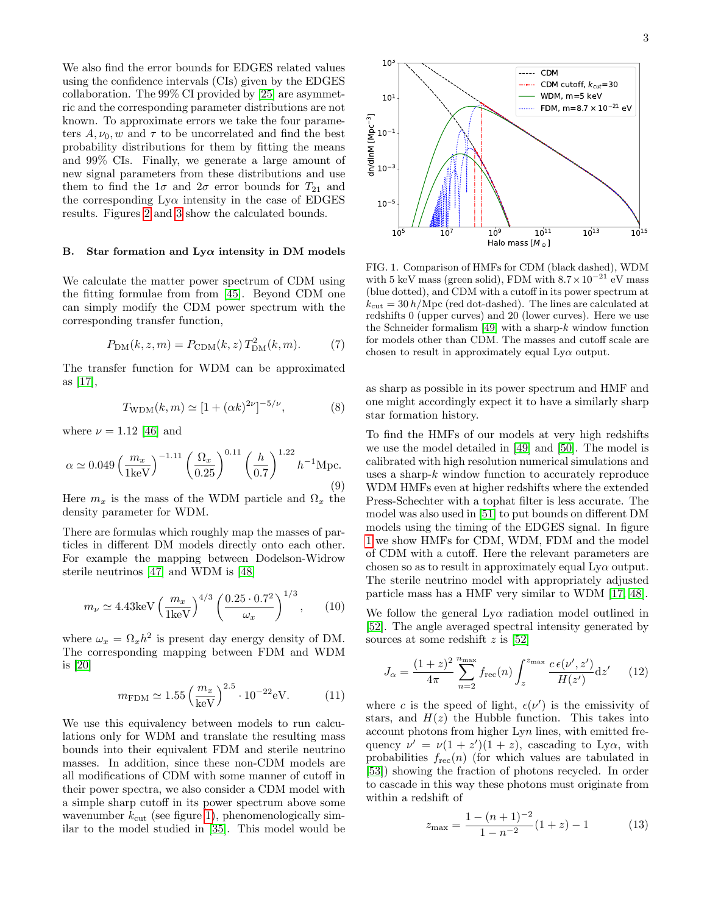We also find the error bounds for EDGES related values using the confidence intervals (CIs) given by the EDGES collaboration. The 99% CI provided by [25] are asymmetric and the corresponding parameter distributions are not known. To approximate errors we take the four parameters $A, \nu_0, w$ and $\tau$ to be uncorrelated and find the best probability distributions for them by fitting the means and 99% CIs. Finally, we generate a large amount of new signal parameters from these distributions and use them to find the $1\sigma$ and $2\sigma$ error bounds for $T_{21}$ and the corresponding Ly$\alpha$ intensity in the case of EDGES results. Figures 2 and 3 show the calculated bounds.

### B. Star formation and Ly$\alpha$ intensity in DM models

We calculate the matter power spectrum of CDM using the fitting formulae from from [45]. Beyond CDM one can simply modify the CDM power spectrum with the corresponding transfer function,

$$P_{\rm DM}(k, z, m) = P_{\rm CDM}(k, z)\, T^2_{\rm DM}(k, m). \tag{7}$$

The transfer function for WDM can be approximated as [17],

$$T_{\rm WDM}(k, m) \simeq [1 + (\alpha k)^{2\nu}]^{-5/\nu}, \tag{8}$$

where $\nu = 1.12$ [46] and

$$\alpha \simeq 0.049 \left(\frac{m_x}{1\text{keV}}\right)^{-1.11} \left(\frac{\Omega_x}{0.25}\right)^{0.11} \left(\frac{h}{0.7}\right)^{1.22} h^{-1}\text{Mpc}. \tag{9}$$

Here $m_x$ is the mass of the WDM particle and $\Omega_x$ the density parameter for WDM.

There are formulas which roughly map the masses of particles in different DM models directly onto each other. For example the mapping between Dodelson-Widrow sterile neutrinos [47] and WDM is [48]

$$m_\nu \simeq 4.43\text{keV} \left(\frac{m_x}{1\text{keV}}\right)^{4/3} \left(\frac{0.25 \cdot 0.7^2}{\omega_x}\right)^{1/3}, \tag{10}$$

where $\omega_x = \Omega_x h^2$ is present day energy density of DM. The corresponding mapping between FDM and WDM is [20]

$$m_{\rm FDM} \simeq 1.55 \left(\frac{m_x}{\text{keV}}\right)^{2.5} \cdot 10^{-22}\text{eV}. \tag{11}$$

We use this equivalency between models to run calculations only for WDM and translate the resulting mass bounds into their equivalent FDM and sterile neutrino masses. In addition, since these non-CDM models are all modifications of CDM with some manner of cutoff in their power spectra, we also consider a CDM model with a simple sharp cutoff in its power spectrum above some wavenumber $k_{\rm cut}$ (see figure 1), phenomenologically similar to the model studied in [35]. This model would be as sharp as possible in its power spectrum and HMF and one might accordingly expect it to have a similarly sharp star formation history.

FIG. 1. Comparison of HMFs for CDM (black dashed), WDM with 5 keV mass (green solid), FDM with $8.7 \times 10^{-21}$ eV mass (blue dotted), and CDM with a cutoff in its power spectrum at $k_{\rm cut} = 30\, h$/Mpc (red dot-dashed). The lines are calculated at redshifts 0 (upper curves) and 20 (lower curves). Here we use the Schneider formalism [49] with a sharp-$k$ window function for models other than CDM. The masses and cutoff scale are chosen to result in approximately equal Ly$\alpha$ output.

To find the HMFs of our models at very high redshifts we use the model detailed in [49] and [50]. The model is calibrated with high resolution numerical simulations and uses a sharp-$k$ window function to accurately reproduce WDM HMFs even at higher redshifts where the extended Press-Schechter with a tophat filter is less accurate. The model was also used in [51] to put bounds on different DM models using the timing of the EDGES signal. In figure 1 we show HMFs for CDM, WDM, FDM and the model of CDM with a cutoff. Here the relevant parameters are chosen so as to result in approximately equal Ly$\alpha$ output. The sterile neutrino model with appropriately adjusted particle mass has a HMF very similar to WDM [17, 48].

We follow the general Ly$\alpha$ radiation model outlined in [52]. The angle averaged spectral intensity generated by sources at some redshift $z$ is [52]

$$J_\alpha = \frac{(1+z)^2}{4\pi} \sum_{n=2}^{n_{\rm max}} f_{\rm rec}(n) \int_z^{z_{\rm max}} \frac{c\,\epsilon(\nu', z')}{H(z')} {\rm d}z' \tag{12}$$

where $c$ is the speed of light, $\epsilon(\nu')$ is the emissivity of stars, and $H(z)$ the Hubble function. This takes into account photons from higher Ly$n$ lines, with emitted frequency $\nu' = \nu(1+z')(1+z)$, cascading to Ly$\alpha$, with probabilities $f_{\rm rec}(n)$ (for which values are tabulated in [53]) showing the fraction of photons recycled. In order to cascade in this way these photons must originate from within a redshift of

$$z_{\rm max} = \frac{1-(n+1)^{-2}}{1-n^{-2}}(1+z) - 1 \tag{13}$$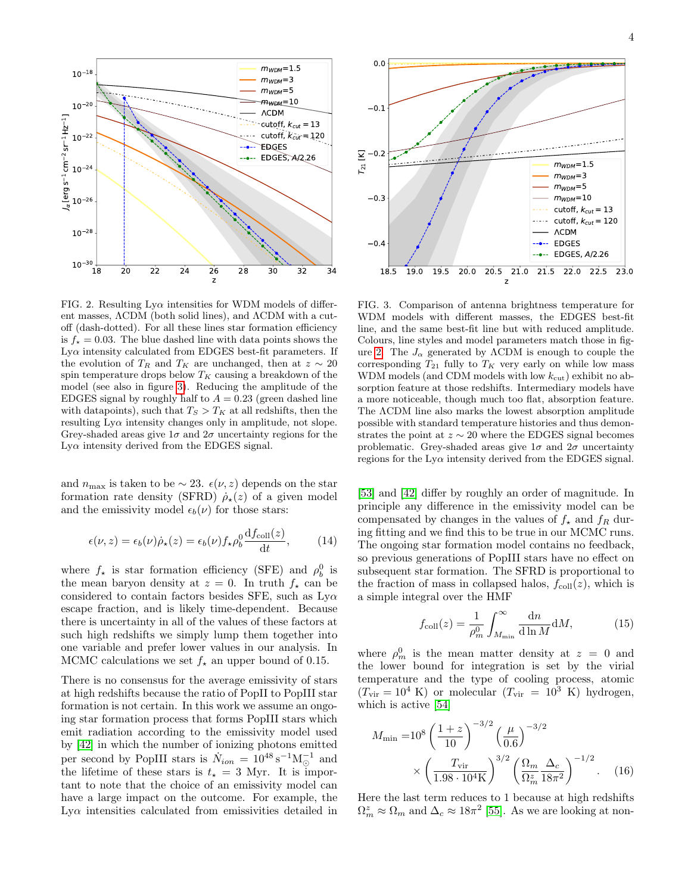FIG. 2. Resulting Lyα intensities for WDM models of different masses, ΛCDM (both solid lines), and ΛCDM with a cutoff (dash-dotted). For all these lines star formation efficiency is $f_\star = 0.03$. The blue dashed line with data points shows the Lyα intensity calculated from EDGES best-fit parameters. If the evolution of $T_R$ and $T_K$ are unchanged, then at $z \sim 20$ spin temperature drops below $T_K$ causing a breakdown of the model (see also in figure 3). Reducing the amplitude of the EDGES signal by roughly half to $A = 0.23$ (green dashed line with datapoints), such that $T_S > T_K$ at all redshifts, then the resulting Lyα intensity changes only in amplitude, not slope. Grey-shaded areas give $1\sigma$ and $2\sigma$ uncertainty regions for the Lyα intensity derived from the EDGES signal.

FIG. 3. Comparison of antenna brightness temperature for WDM models with different masses, the EDGES best-fit line, and the same best-fit line but with reduced amplitude. Colours, line styles and model parameters match those in figure 2. The $J_\alpha$ generated by ΛCDM is enough to couple the corresponding $T_{21}$ fully to $T_K$ very early on while low mass WDM models (and CDM models with low $k_{\rm cut}$) exhibit no absorption feature at those redshifts. Intermediary models have a more noticeable, though much too flat, absorption feature. The ΛCDM line also marks the lowest absorption amplitude possible with standard temperature histories and thus demonstrates the point at $z \sim 20$ where the EDGES signal becomes problematic. Grey-shaded areas give $1\sigma$ and $2\sigma$ uncertainty regions for the Lyα intensity derived from the EDGES signal.

and $n_{\rm max}$ is taken to be $\sim 23$. $\epsilon(\nu, z)$ depends on the star formation rate density (SFRD) $\dot\rho_\star(z)$ of a given model and the emissivity model $\epsilon_b(\nu)$ for those stars:

$$\epsilon(\nu, z) = \epsilon_b(\nu)\dot\rho_\star(z) = \epsilon_b(\nu) f_\star \rho_b^0 \frac{{\rm d}f_{\rm coll}(z)}{{\rm d}t}, \qquad (14)$$

where $f_\star$ is star formation efficiency (SFE) and $\rho_b^0$ is the mean baryon density at $z = 0$. In truth $f_\star$ can be considered to contain factors besides SFE, such as Lyα escape fraction, and is likely time-dependent. Because there is uncertainty in all of the values of these factors at such high redshifts we simply lump them together into one variable and prefer lower values in our analysis. In MCMC calculations we set $f_\star$ an upper bound of 0.15.

There is no consensus for the average emissivity of stars at high redshifts because the ratio of PopII to PopIII star formation is not certain. In this work we assume an ongoing star formation process that forms PopIII stars which emit radiation according to the emissivity model used by [42] in which the number of ionizing photons emitted per second by PopIII stars is $\dot N_{ion} = 10^{48}\,{\rm s}^{-1}{\rm M}_\odot^{-1}$ and the lifetime of these stars is $t_\star = 3$ Myr. It is important to note that the choice of an emissivity model can have a large impact on the outcome. For example, the Lyα intensities calculated from emissivities detailed in [53] and [42] differ by roughly an order of magnitude. In principle any difference in the emissivity model can be compensated by changes in the values of $f_\star$ and $f_R$ during fitting and we find this to be true in our MCMC runs. The ongoing star formation model contains no feedback, so previous generations of PopIII stars have no effect on subsequent star formation. The SFRD is proportional to the fraction of mass in collapsed halos, $f_{\rm coll}(z)$, which is a simple integral over the HMF

$$f_{\rm coll}(z) = \frac{1}{\rho_m^0}\int_{M_{\rm min}}^{\infty} \frac{{\rm d}n}{{\rm d}\ln M}{\rm d}M, \qquad (15)$$

where $\rho_m^0$ is the mean matter density at $z = 0$ and the lower bound for integration is set by the virial temperature and the type of cooling process, atomic ($T_{\rm vir} = 10^4$ K) or molecular ($T_{\rm vir} = 10^3$ K) hydrogen, which is active [54]

$$M_{\rm min} = 10^8 \left(\frac{1+z}{10}\right)^{-3/2} \left(\frac{\mu}{0.6}\right)^{-3/2} \times \left(\frac{T_{\rm vir}}{1.98 \cdot 10^4 {\rm K}}\right)^{3/2} \left(\frac{\Omega_m}{\Omega_m^z}\frac{\Delta_c}{18\pi^2}\right)^{-1/2}. \qquad (16)$$

Here the last term reduces to 1 because at high redshifts $\Omega_m^z \approx \Omega_m$ and $\Delta_c \approx 18\pi^2$ [55]. As we are looking at non-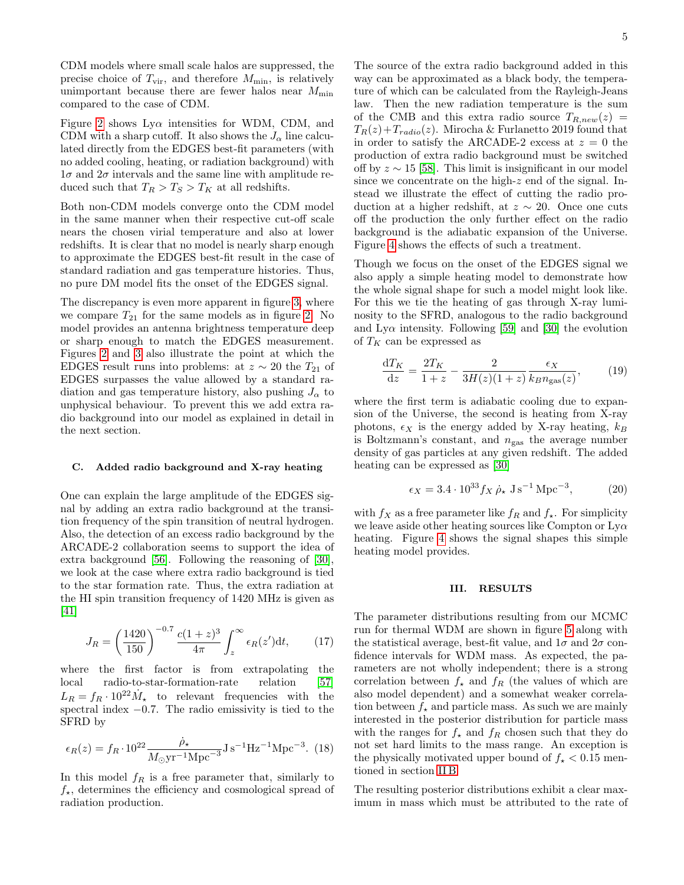CDM models where small scale halos are suppressed, the precise choice of $T_{\rm vir}$, and therefore $M_{\rm min}$, is relatively unimportant because there are fewer halos near $M_{\rm min}$ compared to the case of CDM.

Figure 2 shows Ly$\alpha$ intensities for WDM, CDM, and CDM with a sharp cutoff. It also shows the $J_\alpha$ line calculated directly from the EDGES best-fit parameters (with no added cooling, heating, or radiation background) with $1\sigma$ and $2\sigma$ intervals and the same line with amplitude reduced such that $T_R > T_S > T_K$ at all redshifts.

Both non-CDM models converge onto the CDM model in the same manner when their respective cut-off scale nears the chosen virial temperature and also at lower redshifts. It is clear that no model is nearly sharp enough to approximate the EDGES best-fit result in the case of standard radiation and gas temperature histories. Thus, no pure DM model fits the onset of the EDGES signal.

The discrepancy is even more apparent in figure 3, where we compare $T_{21}$ for the same models as in figure 2. No model provides an antenna brightness temperature deep or sharp enough to match the EDGES measurement. Figures 2 and 3 also illustrate the point at which the EDGES result runs into problems: at $z \sim 20$ the $T_{21}$ of EDGES surpasses the value allowed by a standard radiation and gas temperature history, also pushing $J_\alpha$ to unphysical behaviour. To prevent this we add extra radio background into our model as explained in detail in the next section.

### C. Added radio background and X-ray heating

One can explain the large amplitude of the EDGES signal by adding an extra radio background at the transition frequency of the spin transition of neutral hydrogen. Also, the detection of an excess radio background by the ARCADE-2 collaboration seems to support the idea of extra background [56]. Following the reasoning of [30], we look at the case where extra radio background is tied to the star formation rate. Thus, the extra radiation at the HI spin transition frequency of 1420 MHz is given as [41]

$$J_R = \left(\frac{1420}{150}\right)^{-0.7} \frac{c(1+z)^3}{4\pi} \int_z^\infty \epsilon_R(z')\mathrm{d}t, \qquad (17)$$

where the first factor is from extrapolating the local radio-to-star-formation-rate relation [57] $L_R = f_R \cdot 10^{22} \dot{M}_\star$ to relevant frequencies with the spectral index $-0.7$. The radio emissivity is tied to the SFRD by

$$\epsilon_R(z) = f_R \cdot 10^{22} \frac{\dot{\rho}_\star}{M_\odot \mathrm{yr}^{-1}\mathrm{Mpc}^{-3}} \mathrm{J\,s^{-1}Hz^{-1}Mpc^{-3}}. \qquad (18)$$

In this model $f_R$ is a free parameter that, similarly to $f_\star$, determines the efficiency and cosmological spread of radiation production.

The source of the extra radio background added in this way can be approximated as a black body, the temperature of which can be calculated from the Rayleigh-Jeans law. Then the new radiation temperature is the sum of the CMB and this extra radio source $T_{R,new}(z) = T_R(z) + T_{radio}(z)$. Mirocha & Furlanetto 2019 found that in order to satisfy the ARCADE-2 excess at $z = 0$ the production of extra radio background must be switched off by $z \sim 15$ [58]. This limit is insignificant in our model since we concentrate on the high-$z$ end of the signal. Instead we illustrate the effect of cutting the radio production at a higher redshift, at $z \sim 20$. Once one cuts off the production the only further effect on the radio background is the adiabatic expansion of the Universe. Figure 4 shows the effects of such a treatment.

Though we focus on the onset of the EDGES signal we also apply a simple heating model to demonstrate how the whole signal shape for such a model might look like. For this we tie the heating of gas through X-ray luminosity to the SFRD, analogous to the radio background and Ly$\alpha$ intensity. Following [59] and [30] the evolution of $T_K$ can be expressed as

$$\frac{\mathrm{d}T_K}{\mathrm{d}z} = \frac{2T_K}{1+z} - \frac{2}{3H(z)(1+z)} \frac{\epsilon_X}{k_B n_{\rm gas}(z)}, \qquad (19)$$

where the first term is adiabatic cooling due to expansion of the Universe, the second is heating from X-ray photons, $\epsilon_X$ is the energy added by X-ray heating, $k_B$ is Boltzmann's constant, and $n_{\rm gas}$ the average number density of gas particles at any given redshift. The added heating can be expressed as [30]

$$\epsilon_X = 3.4 \cdot 10^{33} f_X\, \dot{\rho}_\star \;\mathrm{J\,s^{-1}\,Mpc^{-3}}, \qquad (20)$$

with $f_X$ as a free parameter like $f_R$ and $f_\star$. For simplicity we leave aside other heating sources like Compton or Ly$\alpha$ heating. Figure 4 shows the signal shapes this simple heating model provides.

## III. RESULTS

The parameter distributions resulting from our MCMC run for thermal WDM are shown in figure 5 along with the statistical average, best-fit value, and $1\sigma$ and $2\sigma$ confidence intervals for WDM mass. As expected, the parameters are not wholly independent; there is a strong correlation between $f_\star$ and $f_R$ (the values of which are also model dependent) and a somewhat weaker correlation between $f_\star$ and particle mass. As such we are mainly interested in the posterior distribution for particle mass with the ranges for $f_\star$ and $f_R$ chosen such that they do not set hard limits to the mass range. An exception is the physically motivated upper bound of $f_\star < 0.15$ mentioned in section II B.

The resulting posterior distributions exhibit a clear maximum in mass which must be attributed to the rate of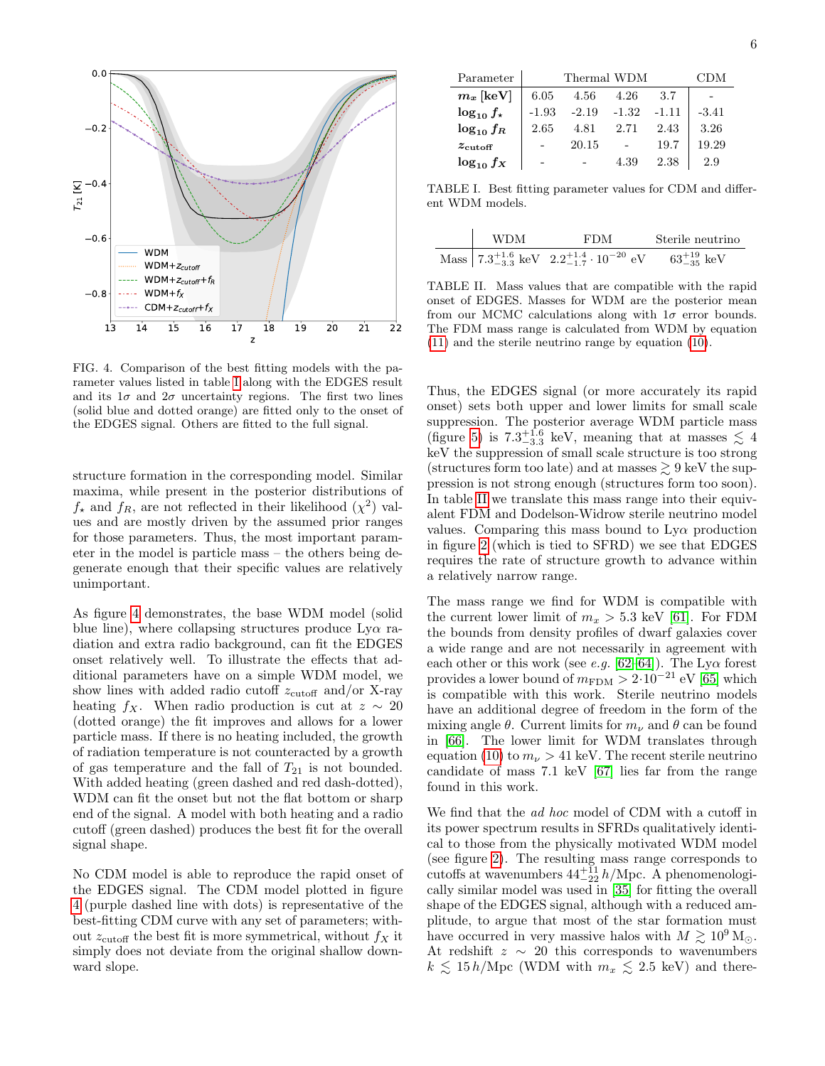FIG. 4. Comparison of the best fitting models with the parameter values listed in table I along with the EDGES result and its $1\sigma$ and $2\sigma$ uncertainty regions. The first two lines (solid blue and dotted orange) are fitted only to the onset of the EDGES signal. Others are fitted to the full signal.

structure formation in the corresponding model. Similar maxima, while present in the posterior distributions of $f_\star$ and $f_R$, are not reflected in their likelihood ($\chi^2$) values and are mostly driven by the assumed prior ranges for those parameters. Thus, the most important parameter in the model is particle mass – the others being degenerate enough that their specific values are relatively unimportant.

As figure 4 demonstrates, the base WDM model (solid blue line), where collapsing structures produce Ly$\alpha$ radiation and extra radio background, can fit the EDGES onset relatively well. To illustrate the effects that additional parameters have on a simple WDM model, we show lines with added radio cutoff $z_{\rm cutoff}$ and/or X-ray heating $f_X$. When radio production is cut at $z \sim 20$ (dotted orange) the fit improves and allows for a lower particle mass. If there is no heating included, the growth of radiation temperature is not counteracted by a growth of gas temperature and the fall of $T_{21}$ is not bounded. With added heating (green dashed and red dash-dotted), WDM can fit the onset but not the flat bottom or sharp end of the signal. A model with both heating and a radio cutoff (green dashed) produces the best fit for the overall signal shape.

No CDM model is able to reproduce the rapid onset of the EDGES signal. The CDM model plotted in figure 4 (purple dashed line with dots) is representative of the best-fitting CDM curve with any set of parameters; without $z_{\rm cutoff}$ the best fit is more symmetrical, without $f_X$ it simply does not deviate from the original shallow downward slope.

| Parameter | Thermal WDM | | | | CDM |
|---|---|---|---|---|---|
| $m_x$ [keV] | 6.05 | 4.56 | 4.26 | 3.7 | - |
| $\log_{10} f_\star$ | -1.93 | -2.19 | -1.32 | -1.11 | -3.41 |
| $\log_{10} f_R$ | 2.65 | 4.81 | 2.71 | 2.43 | 3.26 |
| $z_{\rm cutoff}$ | - | 20.15 | - | 19.7 | 19.29 |
| $\log_{10} f_X$ | - | - | 4.39 | 2.38 | 2.9 |

TABLE I. Best fitting parameter values for CDM and different WDM models.

| | WDM | FDM | Sterile neutrino |
|---|---|---|---|
| Mass | $7.3^{+1.6}_{-3.3}$ keV | $2.2^{+1.4}_{-1.7} \cdot 10^{-20}$ eV | $63^{+19}_{-35}$ keV |

TABLE II. Mass values that are compatible with the rapid onset of EDGES. Masses for WDM are the posterior mean from our MCMC calculations along with $1\sigma$ error bounds. The FDM mass range is calculated from WDM by equation (11) and the sterile neutrino range by equation (10).

Thus, the EDGES signal (or more accurately its rapid onset) sets both upper and lower limits for small scale suppression. The posterior average WDM particle mass (figure 5) is $7.3^{+1.6}_{-3.3}$ keV, meaning that at masses $\lesssim 4$ keV the suppression of small scale structure is too strong (structures form too late) and at masses $\gtrsim 9$ keV the suppression is not strong enough (structures form too soon). In table II we translate this mass range into their equivalent FDM and Dodelson-Widrow sterile neutrino model values. Comparing this mass bound to Ly$\alpha$ production in figure 2 (which is tied to SFRD) we see that EDGES requires the rate of structure growth to advance within a relatively narrow range.

The mass range we find for WDM is compatible with the current lower limit of $m_x > 5.3$ keV [61]. For FDM the bounds from density profiles of dwarf galaxies cover a wide range and are not necessarily in agreement with each other or this work (see *e.g.* [62–64]). The Ly$\alpha$ forest provides a lower bound of $m_{\rm FDM} > 2 \cdot 10^{-21}$ eV [65] which is compatible with this work. Sterile neutrino models have an additional degree of freedom in the form of the mixing angle $\theta$. Current limits for $m_\nu$ and $\theta$ can be found in [66]. The lower limit for WDM translates through equation (10) to $m_\nu > 41$ keV. The recent sterile neutrino candidate of mass 7.1 keV [67] lies far from the range found in this work.

We find that the *ad hoc* model of CDM with a cutoff in its power spectrum results in SFRDs qualitatively identical to those from the physically motivated WDM model (see figure 2). The resulting mass range corresponds to cutoffs at wavenumbers $44^{+11}_{-22}\, h$/Mpc. A phenomenologically similar model was used in [35] for fitting the overall shape of the EDGES signal, although with a reduced amplitude, to argue that most of the star formation must have occurred in very massive halos with $M \gtrsim 10^9\,{\rm M}_\odot$. At redshift $z \sim 20$ this corresponds to wavenumbers $k \lesssim 15\, h$/Mpc (WDM with $m_x \lesssim 2.5$ keV) and there-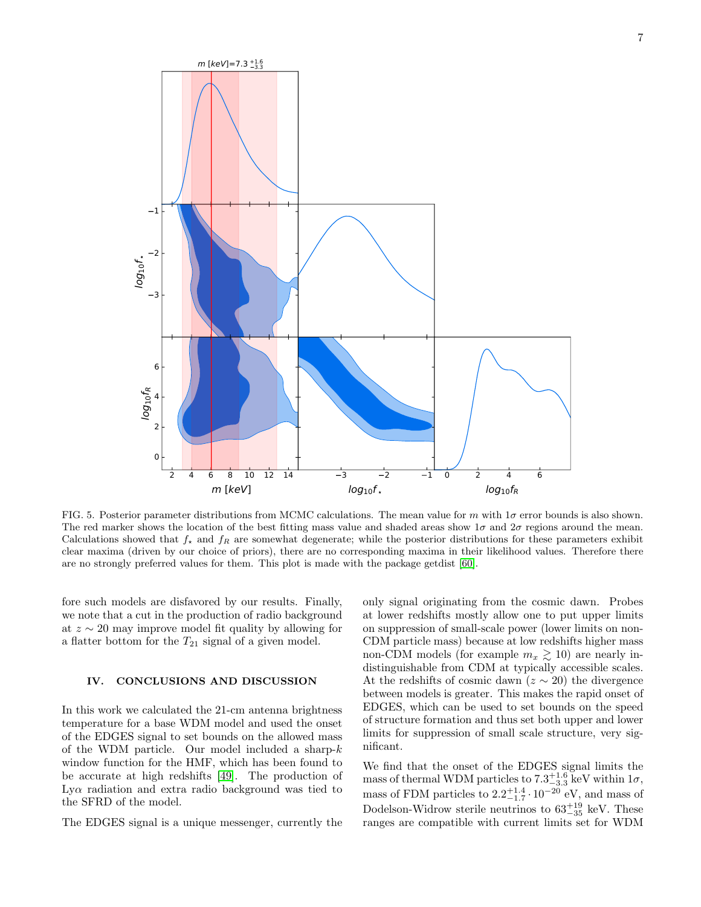FIG. 5. Posterior parameter distributions from MCMC calculations. The mean value for $m$ with $1\sigma$ error bounds is also shown. The red marker shows the location of the best fitting mass value and shaded areas show $1\sigma$ and $2\sigma$ regions around the mean. Calculations showed that $f_\star$ and $f_R$ are somewhat degenerate; while the posterior distributions for these parameters exhibit clear maxima (driven by our choice of priors), there are no corresponding maxima in their likelihood values. Therefore there are no strongly preferred values for them. This plot is made with the package getdist [60].

fore such models are disfavored by our results. Finally, we note that a cut in the production of radio background at $z \sim 20$ may improve model fit quality by allowing for a flatter bottom for the $T_{21}$ signal of a given model.

## IV. CONCLUSIONS AND DISCUSSION

In this work we calculated the 21-cm antenna brightness temperature for a base WDM model and used the onset of the EDGES signal to set bounds on the allowed mass of the WDM particle. Our model included a sharp-$k$ window function for the HMF, which has been found to be accurate at high redshifts [49]. The production of Ly$\alpha$ radiation and extra radio background was tied to the SFRD of the model.

The EDGES signal is a unique messenger, currently the only signal originating from the cosmic dawn. Probes at lower redshifts mostly allow one to put upper limits on suppression of small-scale power (lower limits on non-CDM particle mass) because at low redshifts higher mass non-CDM models (for example $m_x \gtrsim 10$) are nearly indistinguishable from CDM at typically accessible scales. At the redshifts of cosmic dawn ($z \sim 20$) the divergence between models is greater. This makes the rapid onset of EDGES, which can be used to set bounds on the speed of structure formation and thus set both upper and lower limits for suppression of small scale structure, very significant.

We find that the onset of the EDGES signal limits the mass of thermal WDM particles to $7.3^{+1.6}_{-3.3}$ keV within $1\sigma$, mass of FDM particles to $2.2^{+1.4}_{-1.7} \cdot 10^{-20}$ eV, and mass of Dodelson-Widrow sterile neutrinos to $63^{+19}_{-35}$ keV. These ranges are compatible with current limits set for WDM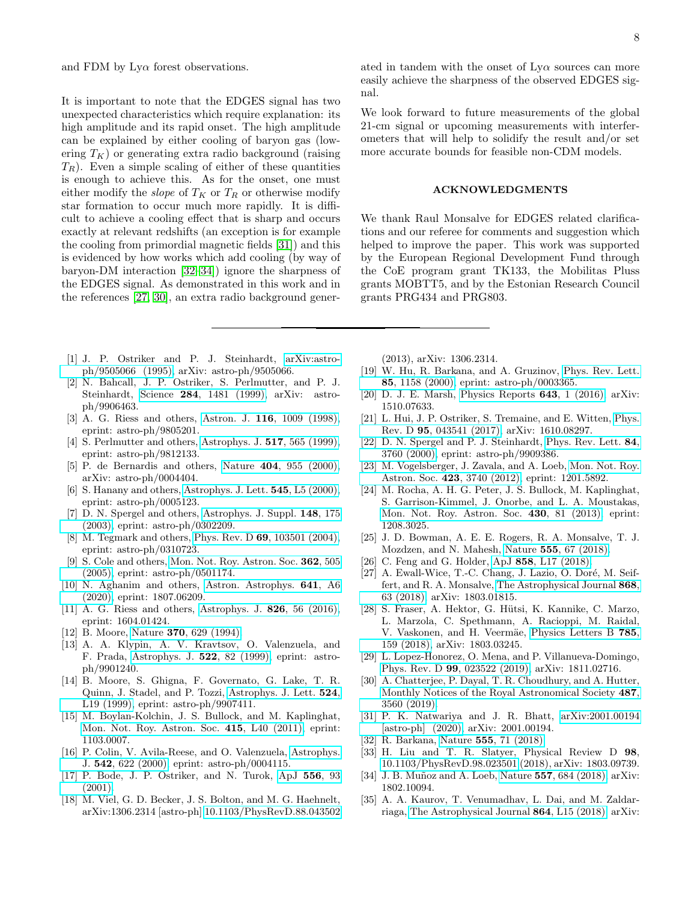and FDM by Lyα forest observations.

It is important to note that the EDGES signal has two unexpected characteristics which require explanation: its high amplitude and its rapid onset. The high amplitude can be explained by either cooling of baryon gas (lowering $T_K$) or generating extra radio background (raising $T_R$). Even a simple scaling of either of these quantities is enough to achieve this. As for the onset, one must either modify the *slope* of $T_K$ or $T_R$ or otherwise modify star formation to occur much more rapidly. It is difficult to achieve a cooling effect that is sharp and occurs exactly at relevant redshifts (an exception is for example the cooling from primordial magnetic fields [31]) and this is evidenced by how works which add cooling (by way of baryon-DM interaction [32–34]) ignore the sharpness of the EDGES signal. As demonstrated in this work and in the references [27, 30], an extra radio background generated in tandem with the onset of Lyα sources can more easily achieve the sharpness of the observed EDGES signal.

We look forward to future measurements of the global 21-cm signal or upcoming measurements with interferometers that will help to solidify the result and/or set more accurate bounds for feasible non-CDM models.

## ACKNOWLEDGMENTS

We thank Raul Monsalve for EDGES related clarifications and our referee for comments and suggestion which helped to improve the paper. This work was supported by the European Regional Development Fund through the CoE program grant TK133, the Mobilitas Pluss grants MOBTT5, and by the Estonian Research Council grants PRG434 and PRG803.

---

[1] J. P. Ostriker and P. J. Steinhardt, arXiv:astro-ph/9505066 (1995), arXiv: astro-ph/9505066.

[2] N. Bahcall, J. P. Ostriker, S. Perlmutter, and P. J. Steinhardt, Science **284**, 1481 (1999), arXiv: astro-ph/9906463.

[3] A. G. Riess and others, Astron. J. **116**, 1009 (1998), eprint: astro-ph/9805201.

[4] S. Perlmutter and others, Astrophys. J. **517**, 565 (1999), eprint: astro-ph/9812133.

[5] P. de Bernardis and others, Nature **404**, 955 (2000), arXiv: astro-ph/0004404.

[6] S. Hanany and others, Astrophys. J. Lett. **545**, L5 (2000), eprint: astro-ph/0005123.

[7] D. N. Spergel and others, Astrophys. J. Suppl. **148**, 175 (2003), eprint: astro-ph/0302209.

[8] M. Tegmark and others, Phys. Rev. D **69**, 103501 (2004), eprint: astro-ph/0310723.

[9] S. Cole and others, Mon. Not. Roy. Astron. Soc. **362**, 505 (2005), eprint: astro-ph/0501174.

[10] N. Aghanim and others, Astron. Astrophys. **641**, A6 (2020), eprint: 1807.06209.

[11] A. G. Riess and others, Astrophys. J. **826**, 56 (2016), eprint: 1604.01424.

[12] B. Moore, Nature **370**, 629 (1994).

[13] A. A. Klypin, A. V. Kravtsov, O. Valenzuela, and F. Prada, Astrophys. J. **522**, 82 (1999), eprint: astro-ph/9901240.

[14] B. Moore, S. Ghigna, F. Governato, G. Lake, T. R. Quinn, J. Stadel, and P. Tozzi, Astrophys. J. Lett. **524**, L19 (1999), eprint: astro-ph/9907411.

[15] M. Boylan-Kolchin, J. S. Bullock, and M. Kaplinghat, Mon. Not. Roy. Astron. Soc. **415**, L40 (2011), eprint: 1103.0007.

[16] P. Colin, V. Avila-Reese, and O. Valenzuela, Astrophys. J. **542**, 622 (2000), eprint: astro-ph/0004115.

[17] P. Bode, J. P. Ostriker, and N. Turok, ApJ **556**, 93 (2001).

[18] M. Viel, G. D. Becker, J. S. Bolton, and M. G. Haehnelt, arXiv:1306.2314 [astro-ph] 10.1103/PhysRevD.88.043502 (2013), arXiv: 1306.2314.

[19] W. Hu, R. Barkana, and A. Gruzinov, Phys. Rev. Lett. **85**, 1158 (2000), eprint: astro-ph/0003365.

[20] D. J. E. Marsh, Physics Reports **643**, 1 (2016), arXiv: 1510.07633.

[21] L. Hui, J. P. Ostriker, S. Tremaine, and E. Witten, Phys. Rev. D **95**, 043541 (2017), arXiv: 1610.08297.

[22] D. N. Spergel and P. J. Steinhardt, Phys. Rev. Lett. **84**, 3760 (2000), eprint: astro-ph/9909386.

[23] M. Vogelsberger, J. Zavala, and A. Loeb, Mon. Not. Roy. Astron. Soc. **423**, 3740 (2012), eprint: 1201.5892.

[24] M. Rocha, A. H. G. Peter, J. S. Bullock, M. Kaplinghat, S. Garrison-Kimmel, J. Onorbe, and L. A. Moustakas, Mon. Not. Roy. Astron. Soc. **430**, 81 (2013), eprint: 1208.3025.

[25] J. D. Bowman, A. E. E. Rogers, R. A. Monsalve, T. J. Mozdzen, and N. Mahesh, Nature **555**, 67 (2018).

[26] C. Feng and G. Holder, ApJ **858**, L17 (2018).

[27] A. Ewall-Wice, T.-C. Chang, J. Lazio, O. Doré, M. Seiffert, and R. A. Monsalve, The Astrophysical Journal **868**, 63 (2018), arXiv: 1803.01815.

[28] S. Fraser, A. Hektor, G. Hütsi, K. Kannike, C. Marzo, L. Marzola, C. Spethmann, A. Racioppi, M. Raidal, V. Vaskonen, and H. Veermäe, Physics Letters B **785**, 159 (2018), arXiv: 1803.03245.

[29] L. Lopez-Honorez, O. Mena, and P. Villanueva-Domingo, Phys. Rev. D **99**, 023522 (2019), arXiv: 1811.02716.

[30] A. Chatterjee, P. Dayal, T. R. Choudhury, and A. Hutter, Monthly Notices of the Royal Astronomical Society **487**, 3560 (2019).

[31] P. K. Natwariya and J. R. Bhatt, arXiv:2001.00194 [astro-ph] (2020), arXiv: 2001.00194.

[32] R. Barkana, Nature **555**, 71 (2018).

[33] H. Liu and T. R. Slatyer, Physical Review D **98**, 10.1103/PhysRevD.98.023501 (2018), arXiv: 1803.09739.

[34] J. B. Muñoz and A. Loeb, Nature **557**, 684 (2018), arXiv: 1802.10094.

[35] A. A. Kaurov, T. Venumadhav, L. Dai, and M. Zaldarriaga, The Astrophysical Journal **864**, L15 (2018), arXiv: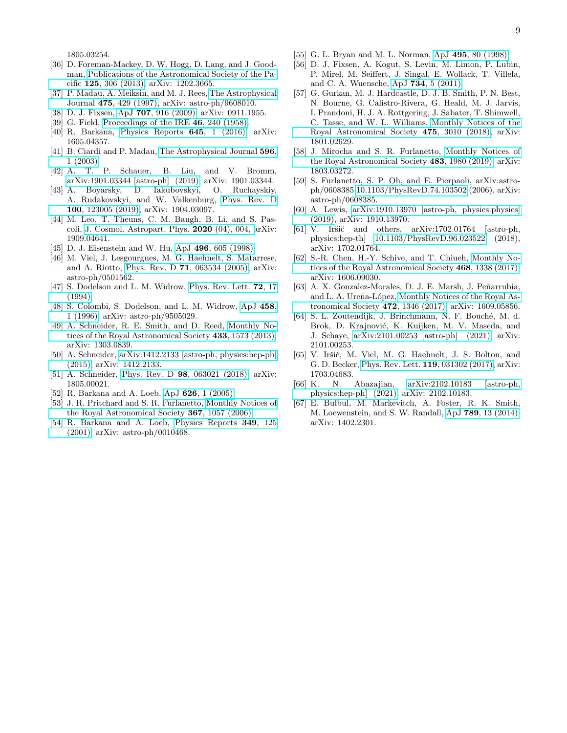1805.03254.

[36] D. Foreman-Mackey, D. W. Hogg, D. Lang, and J. Goodman, Publications of the Astronomical Society of the Pacific **125**, 306 (2013), arXiv: 1202.3665.

[37] P. Madau, A. Meiksin, and M. J. Rees, The Astrophysical Journal **475**, 429 (1997), arXiv: astro-ph/9608010.

[38] D. J. Fixsen, ApJ **707**, 916 (2009), arXiv: 0911.1955.

[39] G. Field, Proceedings of the IRE **46**, 240 (1958).

[40] R. Barkana, Physics Reports **645**, 1 (2016), arXiv: 1605.04357.

[41] B. Ciardi and P. Madau, The Astrophysical Journal **596**, 1 (2003).

[42] A. T. P. Schauer, B. Liu, and V. Bromm, arXiv:1901.03344 [astro-ph] (2019), arXiv: 1901.03344.

[43] A. Boyarsky, D. Iakubovskyi, O. Ruchayskiy, A. Rudakovskyi, and W. Valkenburg, Phys. Rev. D **100**, 123005 (2019), arXiv: 1904.03097.

[44] M. Leo, T. Theuns, C. M. Baugh, B. Li, and S. Pascoli, J. Cosmol. Astropart. Phys. **2020** (04), 004, arXiv: 1909.04641.

[45] D. J. Eisenstein and W. Hu, ApJ **496**, 605 (1998).

[46] M. Viel, J. Lesgourgues, M. G. Haehnelt, S. Matarrese, and A. Riotto, Phys. Rev. D **71**, 063534 (2005), arXiv: astro-ph/0501562.

[47] S. Dodelson and L. M. Widrow, Phys. Rev. Lett. **72**, 17 (1994).

[48] S. Colombi, S. Dodelson, and L. M. Widrow, ApJ **458**, 1 (1996), arXiv: astro-ph/9505029.

[49] A. Schneider, R. E. Smith, and D. Reed, Monthly Notices of the Royal Astronomical Society **433**, 1573 (2013), arXiv: 1303.0839.

[50] A. Schneider, arXiv:1412.2133 [astro-ph, physics:hep-ph] (2015), arXiv: 1412.2133.

[51] A. Schneider, Phys. Rev. D **98**, 063021 (2018), arXiv: 1805.00021.

[52] R. Barkana and A. Loeb, ApJ **626**, 1 (2005).

[53] J. R. Pritchard and S. R. Furlanetto, Monthly Notices of the Royal Astronomical Society **367**, 1057 (2006).

[54] R. Barkana and A. Loeb, Physics Reports **349**, 125 (2001), arXiv: astro-ph/0010468.

[55] G. L. Bryan and M. L. Norman, ApJ **495**, 80 (1998).

[56] D. J. Fixsen, A. Kogut, S. Levin, M. Limon, P. Lubin, P. Mirel, M. Seiffert, J. Singal, E. Wollack, T. Villela, and C. A. Wuensche, ApJ **734**, 5 (2011).

[57] G. Gurkan, M. J. Hardcastle, D. J. B. Smith, P. N. Best, N. Bourne, G. Calistro-Rivera, G. Heald, M. J. Jarvis, I. Prandoni, H. J. A. Rottgering, J. Sabater, T. Shimwell, C. Tasse, and W. L. Williams, Monthly Notices of the Royal Astronomical Society **475**, 3010 (2018), arXiv: 1801.02629.

[58] J. Mirocha and S. R. Furlanetto, Monthly Notices of the Royal Astronomical Society **483**, 1980 (2019), arXiv: 1803.03272.

[59] S. Furlanetto, S. P. Oh, and E. Pierpaoli, arXiv:astro-ph/0608385 10.1103/PhysRevD.74.103502 (2006), arXiv: astro-ph/0608385.

[60] A. Lewis, arXiv:1910.13970 [astro-ph, physics:physics] (2019), arXiv: 1910.13970.

[61] V. Iršič and others, arXiv:1702.01764 [astro-ph, physics:hep-th] 10.1103/PhysRevD.96.023522 (2018), arXiv: 1702.01764.

[62] S.-R. Chen, H.-Y. Schive, and T. Chiueh, Monthly Notices of the Royal Astronomical Society **468**, 1338 (2017), arXiv: 1606.09030.

[63] A. X. Gonzalez-Morales, D. J. E. Marsh, J. Peñarrubia, and L. A. Ureña-López, Monthly Notices of the Royal Astronomical Society **472**, 1346 (2017), arXiv: 1609.05856.

[64] S. L. Zoutendijk, J. Brinchmann, N. F. Bouché, M. d. Brok, D. Krajnović, K. Kuijken, M. V. Maseda, and J. Schaye, arXiv:2101.00253 [astro-ph] (2021), arXiv: 2101.00253.

[65] V. Iršič, M. Viel, M. G. Haehnelt, J. S. Bolton, and G. D. Becker, Phys. Rev. Lett. **119**, 031302 (2017), arXiv: 1703.04683.

[66] K. N. Abazajian, arXiv:2102.10183 [astro-ph, physics:hep-ph] (2021), arXiv: 2102.10183.

[67] E. Bulbul, M. Markevitch, A. Foster, R. K. Smith, M. Loewenstein, and S. W. Randall, ApJ **789**, 13 (2014), arXiv: 1402.2301.